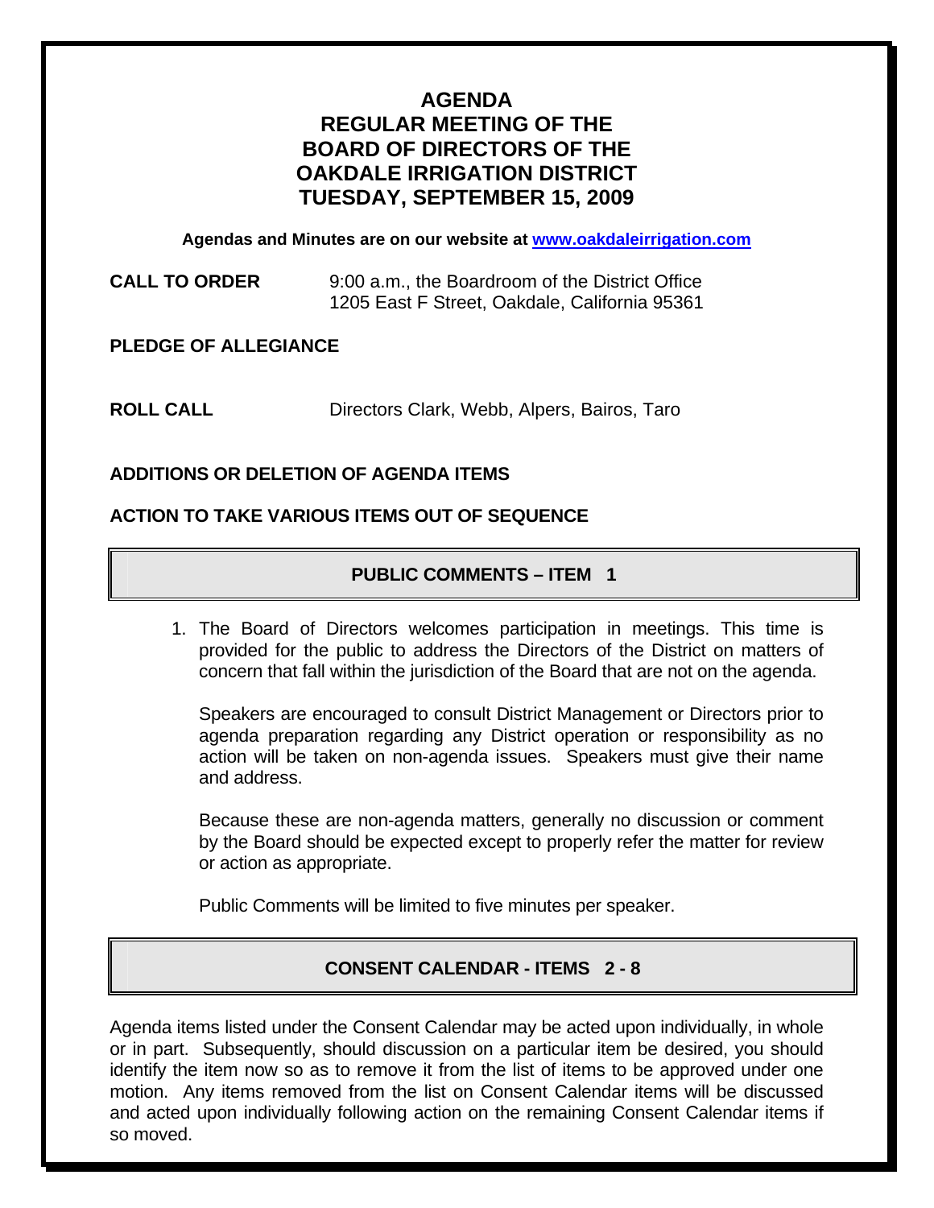# AGENDA
# REGULAR MEETING OF THE BOARD OF DIRECTORS OF THE OAKDALE IRRIGATION DISTRICT
# TUESDAY, SEPTEMBER 15, 2009

**Agendas and Minutes are on our website at [www.oakdaleirrigation.com](http://www.oakdaleirrigation.com)**

**CALL TO ORDER** 9:00 a.m., the Boardroom of the District Office
1205 East F Street, Oakdale, California 95361

**PLEDGE OF ALLEGIANCE**

**ROLL CALL** Directors Clark, Webb, Alpers, Bairos, Taro

**ADDITIONS OR DELETION OF AGENDA ITEMS**

**ACTION TO TAKE VARIOUS ITEMS OUT OF SEQUENCE**

## PUBLIC COMMENTS – ITEM 1

1. The Board of Directors welcomes participation in meetings. This time is provided for the public to address the Directors of the District on matters of concern that fall within the jurisdiction of the Board that are not on the agenda.

   Speakers are encouraged to consult District Management or Directors prior to agenda preparation regarding any District operation or responsibility as no action will be taken on non-agenda issues. Speakers must give their name and address.

   Because these are non-agenda matters, generally no discussion or comment by the Board should be expected except to properly refer the matter for review or action as appropriate.

   Public Comments will be limited to five minutes per speaker.

## CONSENT CALENDAR - ITEMS 2 - 8

Agenda items listed under the Consent Calendar may be acted upon individually, in whole or in part. Subsequently, should discussion on a particular item be desired, you should identify the item now so as to remove it from the list of items to be approved under one motion. Any items removed from the list on Consent Calendar items will be discussed and acted upon individually following action on the remaining Consent Calendar items if so moved.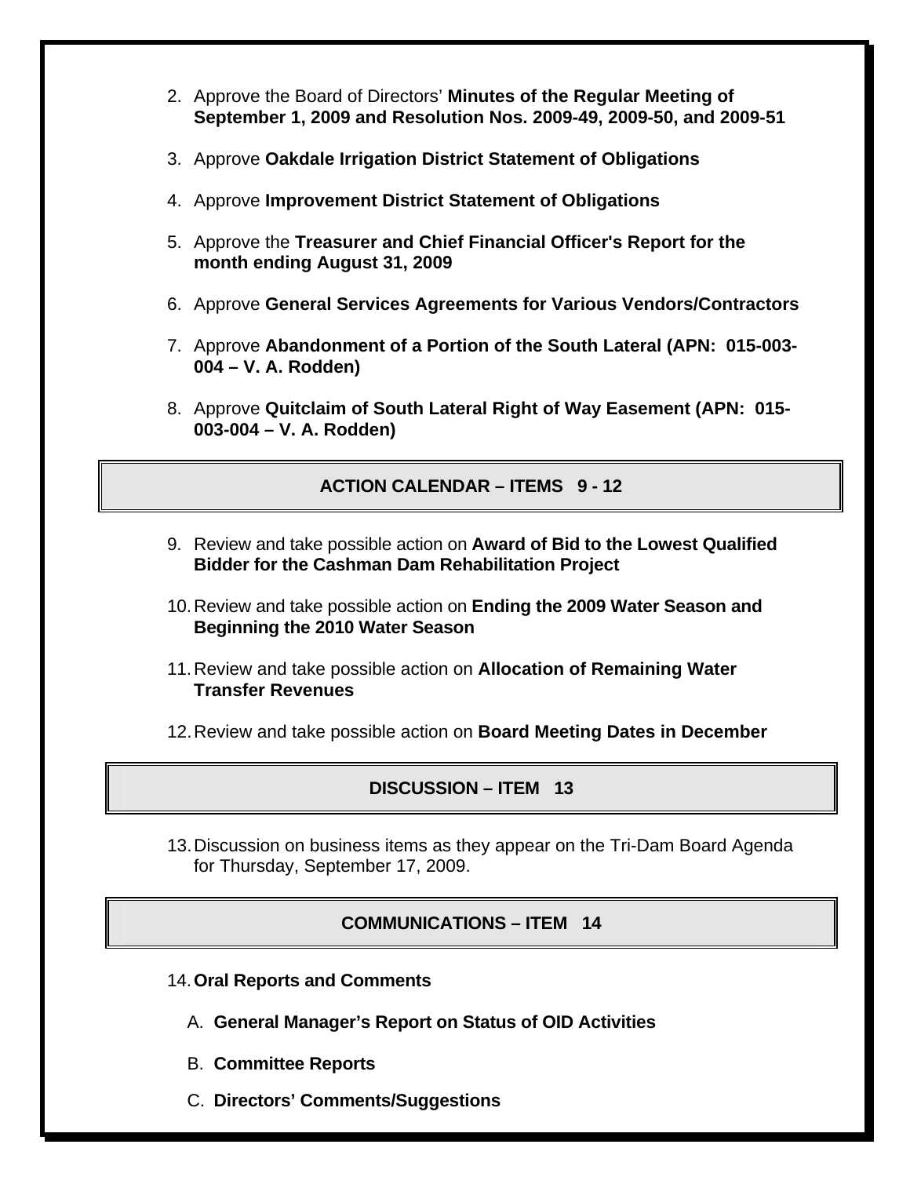2. Approve the Board of Directors' **Minutes of the Regular Meeting of September 1, 2009 and Resolution Nos. 2009-49, 2009-50, and 2009-51**

3. Approve **Oakdale Irrigation District Statement of Obligations**

4. Approve **Improvement District Statement of Obligations**

5. Approve the **Treasurer and Chief Financial Officer's Report for the month ending August 31, 2009**

6. Approve **General Services Agreements for Various Vendors/Contractors**

7. Approve **Abandonment of a Portion of the South Lateral (APN: 015-003-004 – V. A. Rodden)**

8. Approve **Quitclaim of South Lateral Right of Way Easement (APN: 015-003-004 – V. A. Rodden)**

## ACTION CALENDAR – ITEMS 9 - 12

9. Review and take possible action on **Award of Bid to the Lowest Qualified Bidder for the Cashman Dam Rehabilitation Project**

10. Review and take possible action on **Ending the 2009 Water Season and Beginning the 2010 Water Season**

11. Review and take possible action on **Allocation of Remaining Water Transfer Revenues**

12. Review and take possible action on **Board Meeting Dates in December**

## DISCUSSION – ITEM 13

13. Discussion on business items as they appear on the Tri-Dam Board Agenda for Thursday, September 17, 2009.

## COMMUNICATIONS – ITEM 14

14. **Oral Reports and Comments**

    A. **General Manager's Report on Status of OID Activities**

    B. **Committee Reports**

    C. **Directors' Comments/Suggestions**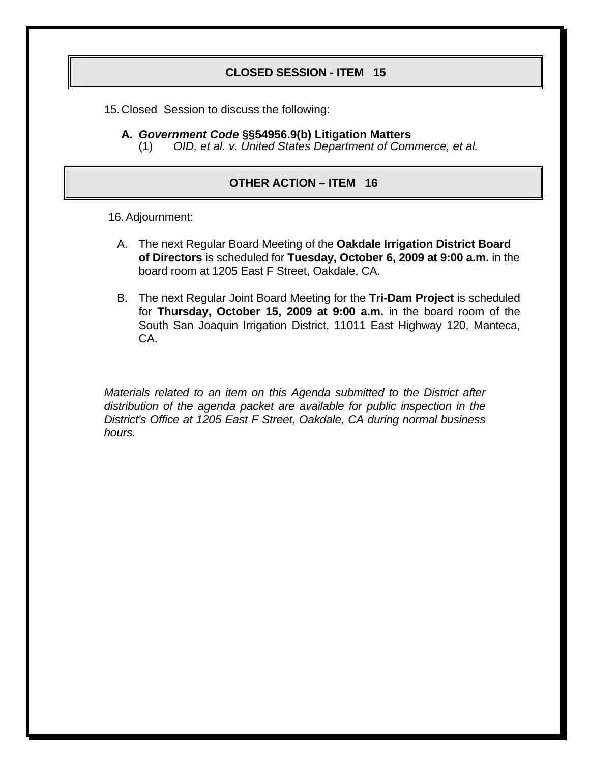## CLOSED SESSION - ITEM 15

15. Closed Session to discuss the following:

   **A.** ***Government Code*** **§§54956.9(b) Litigation Matters**
   (1) *OID, et al. v. United States Department of Commerce, et al.*

## OTHER ACTION – ITEM 16

16. Adjournment:

   A. The next Regular Board Meeting of the **Oakdale Irrigation District Board of Directors** is scheduled for **Tuesday, October 6, 2009 at 9:00 a.m.** in the board room at 1205 East F Street, Oakdale, CA.

   B. The next Regular Joint Board Meeting for the **Tri-Dam Project** is scheduled for **Thursday, October 15, 2009 at 9:00 a.m.** in the board room of the South San Joaquin Irrigation District, 11011 East Highway 120, Manteca, CA.

*Materials related to an item on this Agenda submitted to the District after distribution of the agenda packet are available for public inspection in the District's Office at 1205 East F Street, Oakdale, CA during normal business hours.*